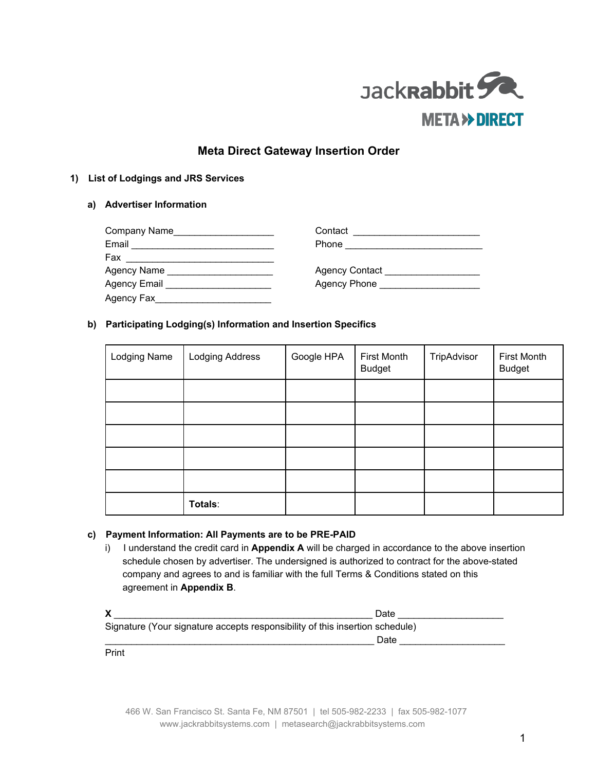# Meta Direct Gateway Insertion Order

## 1) List of Lodgings and JRS Services

### a) Advertiser Information

Company Name___________________

Email ___________________________

Fax _____________________________

Agency Name ____________________

Agency Email ____________________

Agency Fax______________________

Contact ________________________

Phone __________________________

Agency Contact __________________

Agency Phone ___________________

### b) Participating Lodging(s) Information and Insertion Specifics

| Lodging Name | Lodging Address | Google HPA | First Month Budget | TripAdvisor | First Month Budget |
|---|---|---|---|---|---|
| | | | | | |
| | | | | | |
| | | | | | |
| | | | | | |
| | | | | | |
| | **Totals**: | | | | |

### c) Payment Information: All Payments are to be PRE-PAID

i) I understand the credit card in **Appendix A** will be charged in accordance to the above insertion schedule chosen by advertiser. The undersigned is authorized to contract for the above-stated company and agrees to and is familiar with the full Terms & Conditions stated on this agreement in **Appendix B**.

**X** __________________________________________________ Date ____________________

Signature (Your signature accepts responsibility of this insertion schedule)

____________________________________________________ Date ____________________

Print

466 W. San Francisco St. Santa Fe, NM 87501 | tel 505-982-2233 | fax 505-982-1077
www.jackrabbitsystems.com | metasearch@jackrabbitsystems.com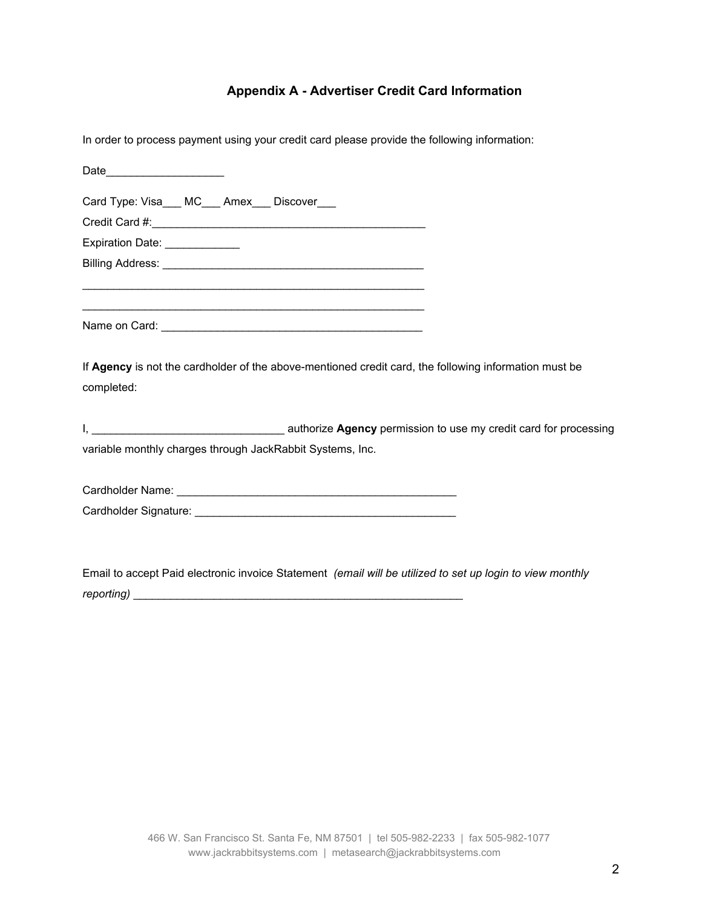## Appendix A - Advertiser Credit Card Information

In order to process payment using your credit card please provide the following information:

Date___________________

Card Type: Visa___ MC___ Amex___ Discover___

Credit Card #:_____________________________________________

Expiration Date: ____________

Billing Address: ___________________________________________

_________________________________________________________

_________________________________________________________

Name on Card: ____________________________________________

If **Agency** is not the cardholder of the above-mentioned credit card, the following information must be completed:

I, ______________________________ authorize **Agency** permission to use my credit card for processing variable monthly charges through JackRabbit Systems, Inc.

Cardholder Name: ______________________________________________

Cardholder Signature: ___________________________________________

Email to accept Paid electronic invoice Statement *(email will be utilized to set up login to view monthly reporting)* ______________________________________________________

466 W. San Francisco St. Santa Fe, NM 87501 | tel 505-982-2233 | fax 505-982-1077
www.jackrabbitsystems.com | metasearch@jackrabbitsystems.com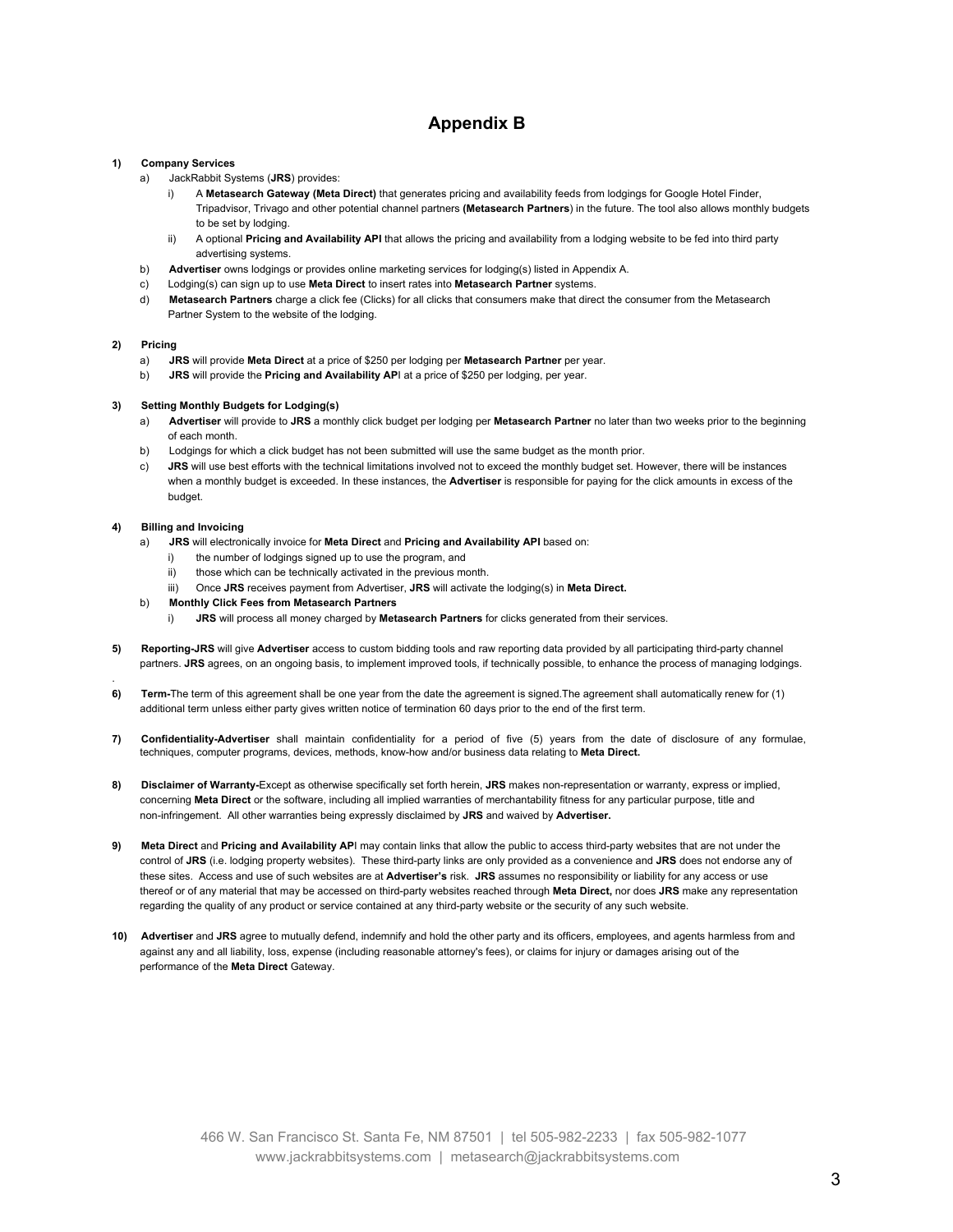# Appendix B

1) **Company Services**
   a) JackRabbit Systems (**JRS**) provides:
      i) A **Metasearch Gateway (Meta Direct)** that generates pricing and availability feeds from lodgings for Google Hotel Finder, Tripadvisor, Trivago and other potential channel partners **(Metasearch Partners**) in the future. The tool also allows monthly budgets to be set by lodging.
      ii) A optional **Pricing and Availability API** that allows the pricing and availability from a lodging website to be fed into third party advertising systems.
   b) **Advertiser** owns lodgings or provides online marketing services for lodging(s) listed in Appendix A.
   c) Lodging(s) can sign up to use **Meta Direct** to insert rates into **Metasearch Partner** systems.
   d) **Metasearch Partners** charge a click fee (Clicks) for all clicks that consumers make that direct the consumer from the Metasearch Partner System to the website of the lodging.

2) **Pricing**
   a) **JRS** will provide **Meta Direct** at a price of $250 per lodging per **Metasearch Partner** per year.
   b) **JRS** will provide the **Pricing and Availability AP**I at a price of $250 per lodging, per year.

3) **Setting Monthly Budgets for Lodging(s)**
   a) **Advertiser** will provide to **JRS** a monthly click budget per lodging per **Metasearch Partner** no later than two weeks prior to the beginning of each month.
   b) Lodgings for which a click budget has not been submitted will use the same budget as the month prior.
   c) **JRS** will use best efforts with the technical limitations involved not to exceed the monthly budget set. However, there will be instances when a monthly budget is exceeded. In these instances, the **Advertiser** is responsible for paying for the click amounts in excess of the budget.

4) **Billing and Invoicing**
   a) **JRS** will electronically invoice for **Meta Direct** and **Pricing and Availability API** based on:
      i) the number of lodgings signed up to use the program, and
      ii) those which can be technically activated in the previous month.
      iii) Once **JRS** receives payment from Advertiser, **JRS** will activate the lodging(s) in **Meta Direct.**
   b) **Monthly Click Fees from Metasearch Partners**
      i) **JRS** will process all money charged by **Metasearch Partners** for clicks generated from their services.

5) **Reporting-JRS** will give **Advertiser** access to custom bidding tools and raw reporting data provided by all participating third-party channel partners. **JRS** agrees, on an ongoing basis, to implement improved tools, if technically possible, to enhance the process of managing lodgings.

.

6) **Term-**The term of this agreement shall be one year from the date the agreement is signed.The agreement shall automatically renew for (1) additional term unless either party gives written notice of termination 60 days prior to the end of the first term.

7) **Confidentiality-Advertiser** shall maintain confidentiality for a period of five (5) years from the date of disclosure of any formulae, techniques, computer programs, devices, methods, know-how and/or business data relating to **Meta Direct.**

8) **Disclaimer of Warranty-**Except as otherwise specifically set forth herein, **JRS** makes non-representation or warranty, express or implied, concerning **Meta Direct** or the software, including all implied warranties of merchantability fitness for any particular purpose, title and non-infringement. All other warranties being expressly disclaimed by **JRS** and waived by **Advertiser.**

9) **Meta Direct** and **Pricing and Availability AP**I may contain links that allow the public to access third-party websites that are not under the control of **JRS** (i.e. lodging property websites). These third-party links are only provided as a convenience and **JRS** does not endorse any of these sites. Access and use of such websites are at **Advertiser's** risk. **JRS** assumes no responsibility or liability for any access or use thereof or of any material that may be accessed on third-party websites reached through **Meta Direct,** nor does **JRS** make any representation regarding the quality of any product or service contained at any third-party website or the security of any such website.

10) **Advertiser** and **JRS** agree to mutually defend, indemnify and hold the other party and its officers, employees, and agents harmless from and against any and all liability, loss, expense (including reasonable attorney's fees), or claims for injury or damages arising out of the performance of the **Meta Direct** Gateway.

466 W. San Francisco St. Santa Fe, NM 87501 | tel 505-982-2233 | fax 505-982-1077
www.jackrabbitsystems.com | metasearch@jackrabbitsystems.com